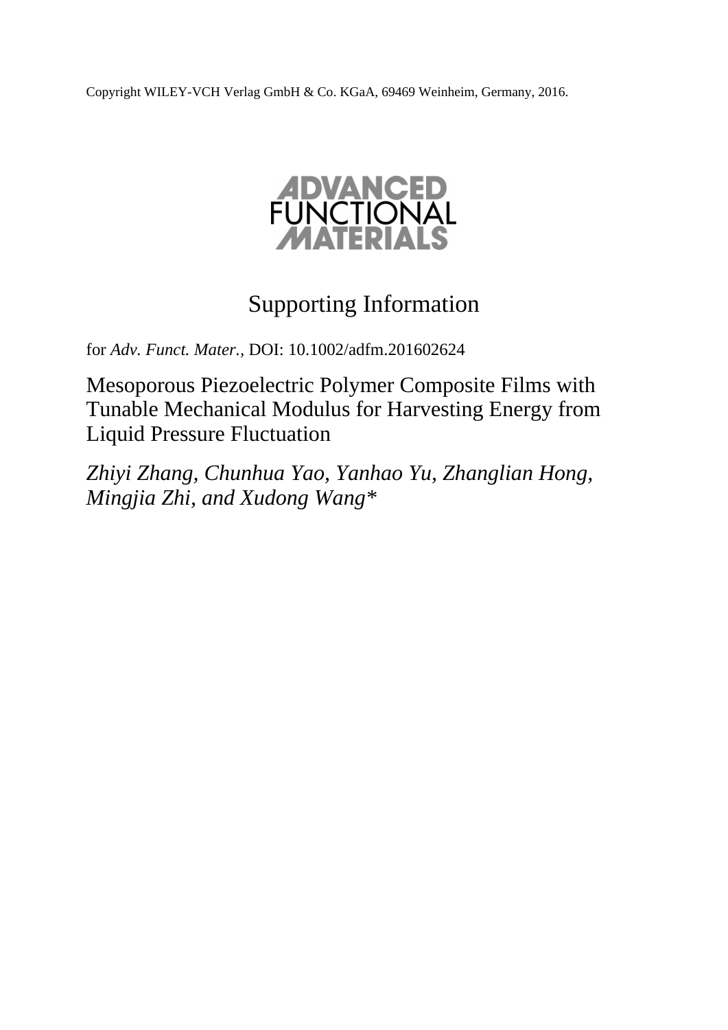Copyright WILEY-VCH Verlag GmbH & Co. KGaA, 69469 Weinheim, Germany, 2016.

ADVANCED FUNCTIONAL MATERIALS

# Supporting Information

for *Adv. Funct. Mater.,* DOI: 10.1002/adfm.201602624

## Mesoporous Piezoelectric Polymer Composite Films with Tunable Mechanical Modulus for Harvesting Energy from Liquid Pressure Fluctuation

*Zhiyi Zhang, Chunhua Yao, Yanhao Yu, Zhanglian Hong, Mingjia Zhi, and Xudong Wang**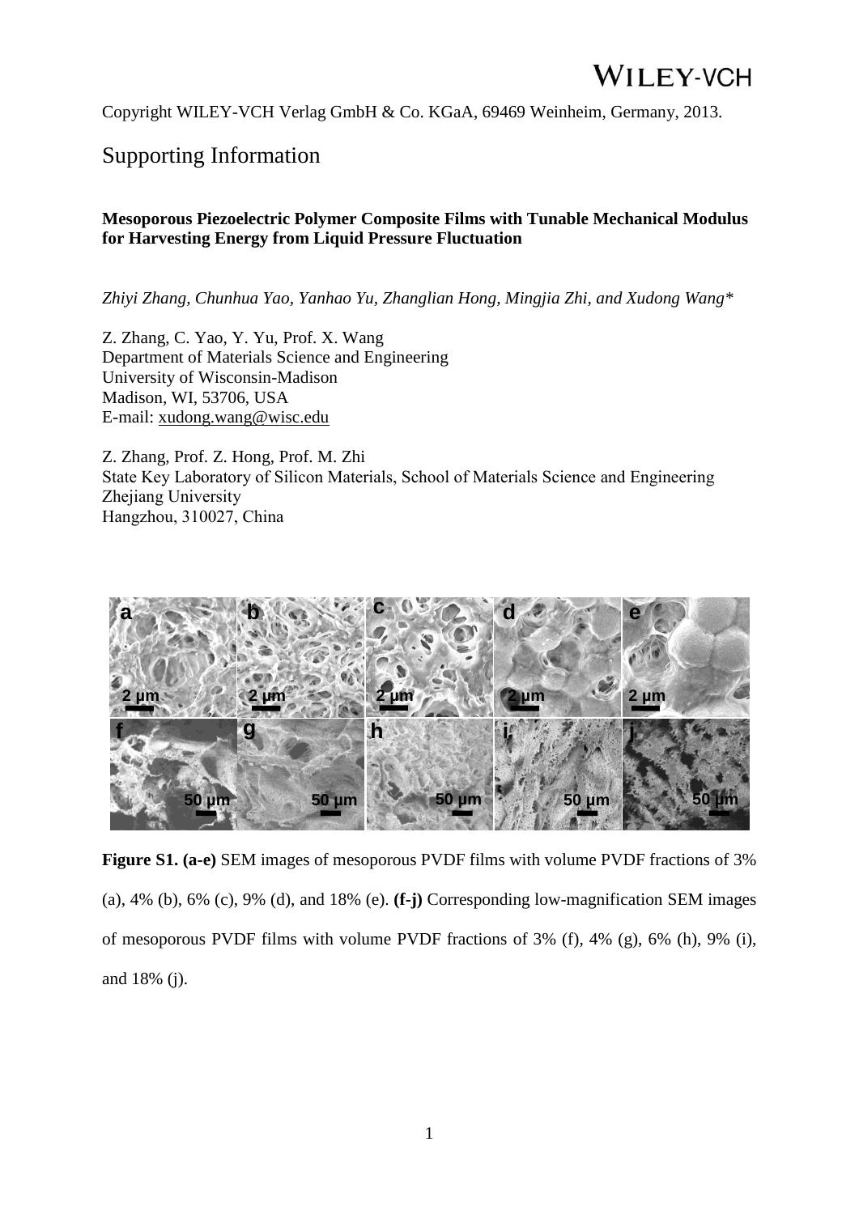Copyright WILEY-VCH Verlag GmbH & Co. KGaA, 69469 Weinheim, Germany, 2013.

# Supporting Information

**Mesoporous Piezoelectric Polymer Composite Films with Tunable Mechanical Modulus for Harvesting Energy from Liquid Pressure Fluctuation**

*Zhiyi Zhang, Chunhua Yao, Yanhao Yu, Zhanglian Hong, Mingjia Zhi, and Xudong Wang\**

Z. Zhang, C. Yao, Y. Yu, Prof. X. Wang
Department of Materials Science and Engineering
University of Wisconsin-Madison
Madison, WI, 53706, USA
E-mail: xudong.wang@wisc.edu

Z. Zhang, Prof. Z. Hong, Prof. M. Zhi
State Key Laboratory of Silicon Materials, School of Materials Science and Engineering
Zhejiang University
Hangzhou, 310027, China

**Figure S1. (a-e)** SEM images of mesoporous PVDF films with volume PVDF fractions of 3% (a), 4% (b), 6% (c), 9% (d), and 18% (e). **(f-j)** Corresponding low-magnification SEM images of mesoporous PVDF films with volume PVDF fractions of 3% (f), 4% (g), 6% (h), 9% (i), and 18% (j).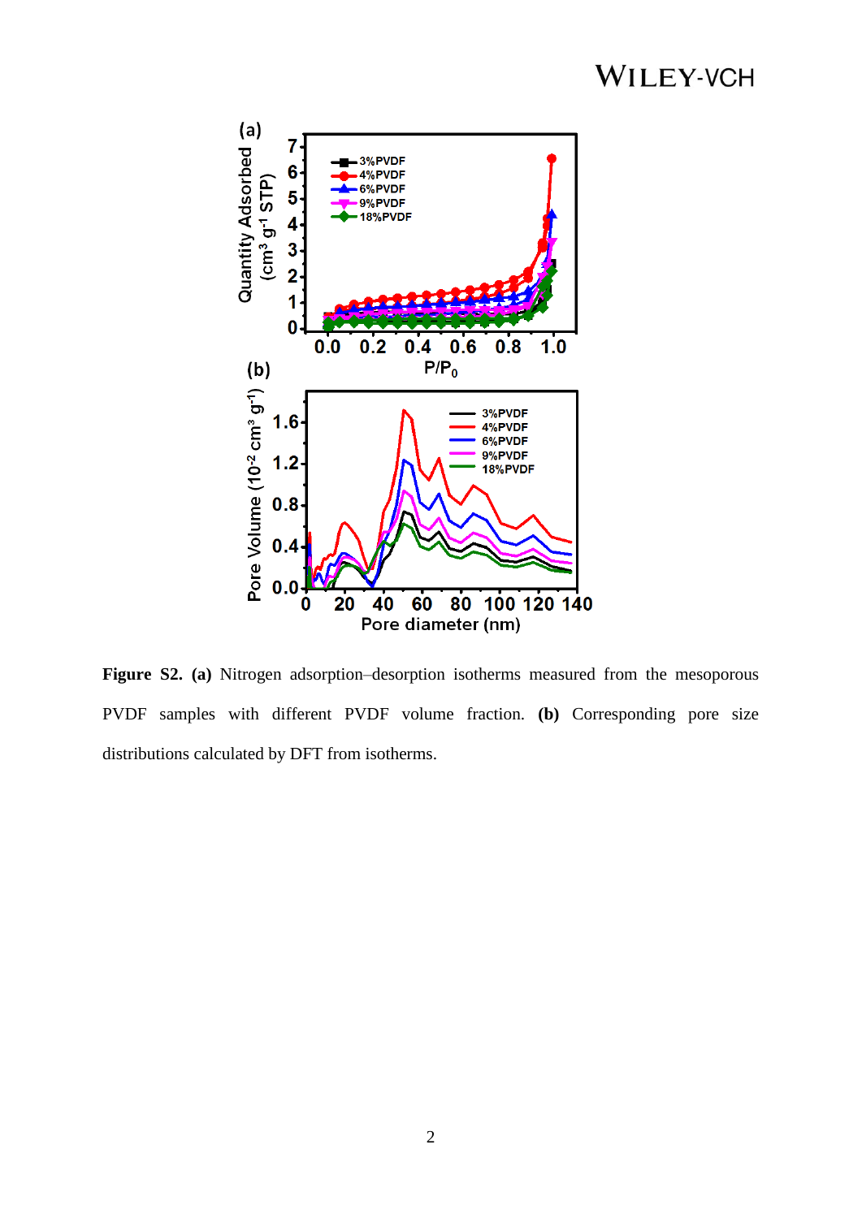**Figure S2. (a)** Nitrogen adsorption–desorption isotherms measured from the mesoporous PVDF samples with different PVDF volume fraction. **(b)** Corresponding pore size distributions calculated by DFT from isotherms.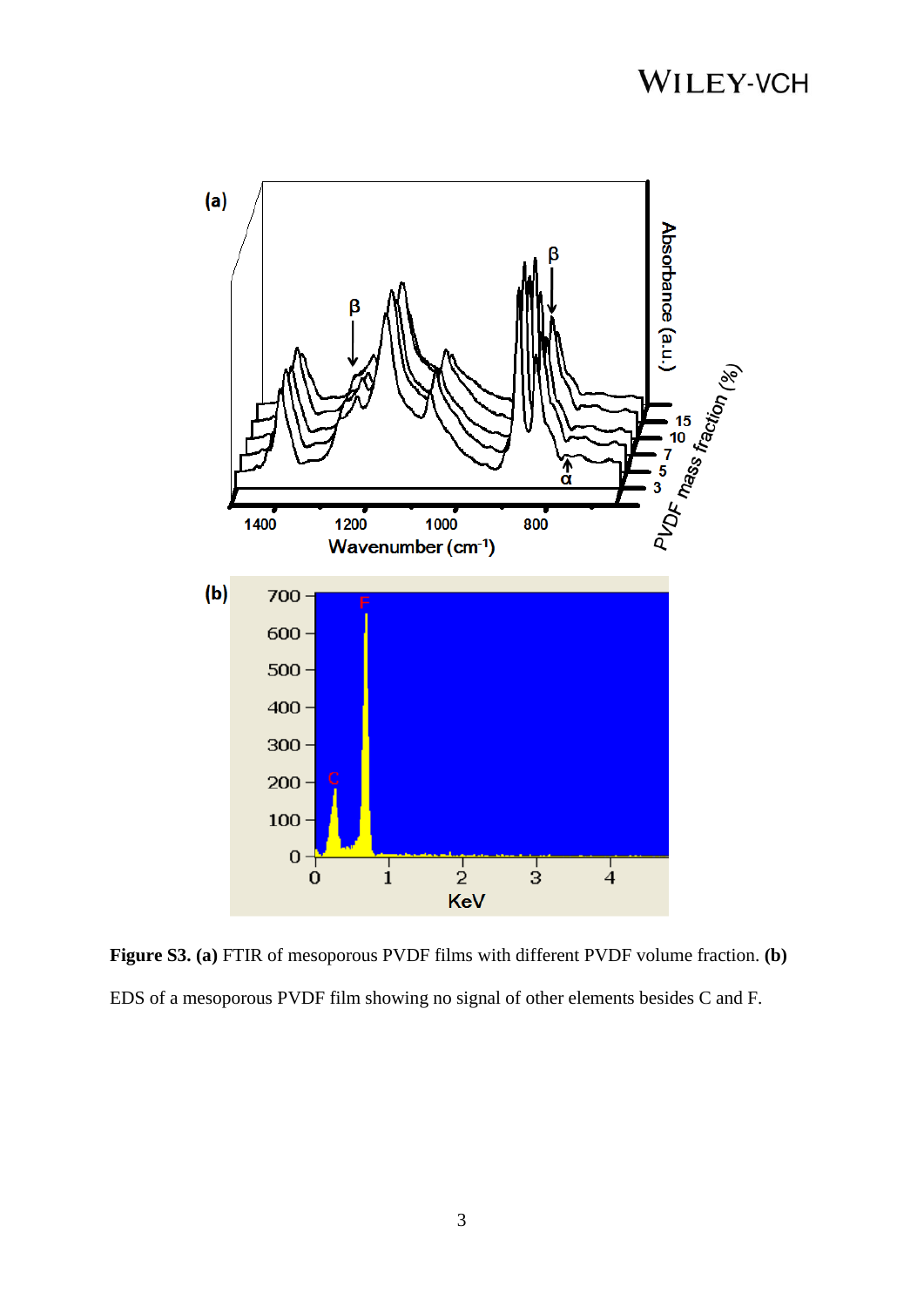**Figure S3. (a)** FTIR of mesoporous PVDF films with different PVDF volume fraction. **(b)** EDS of a mesoporous PVDF film showing no signal of other elements besides C and F.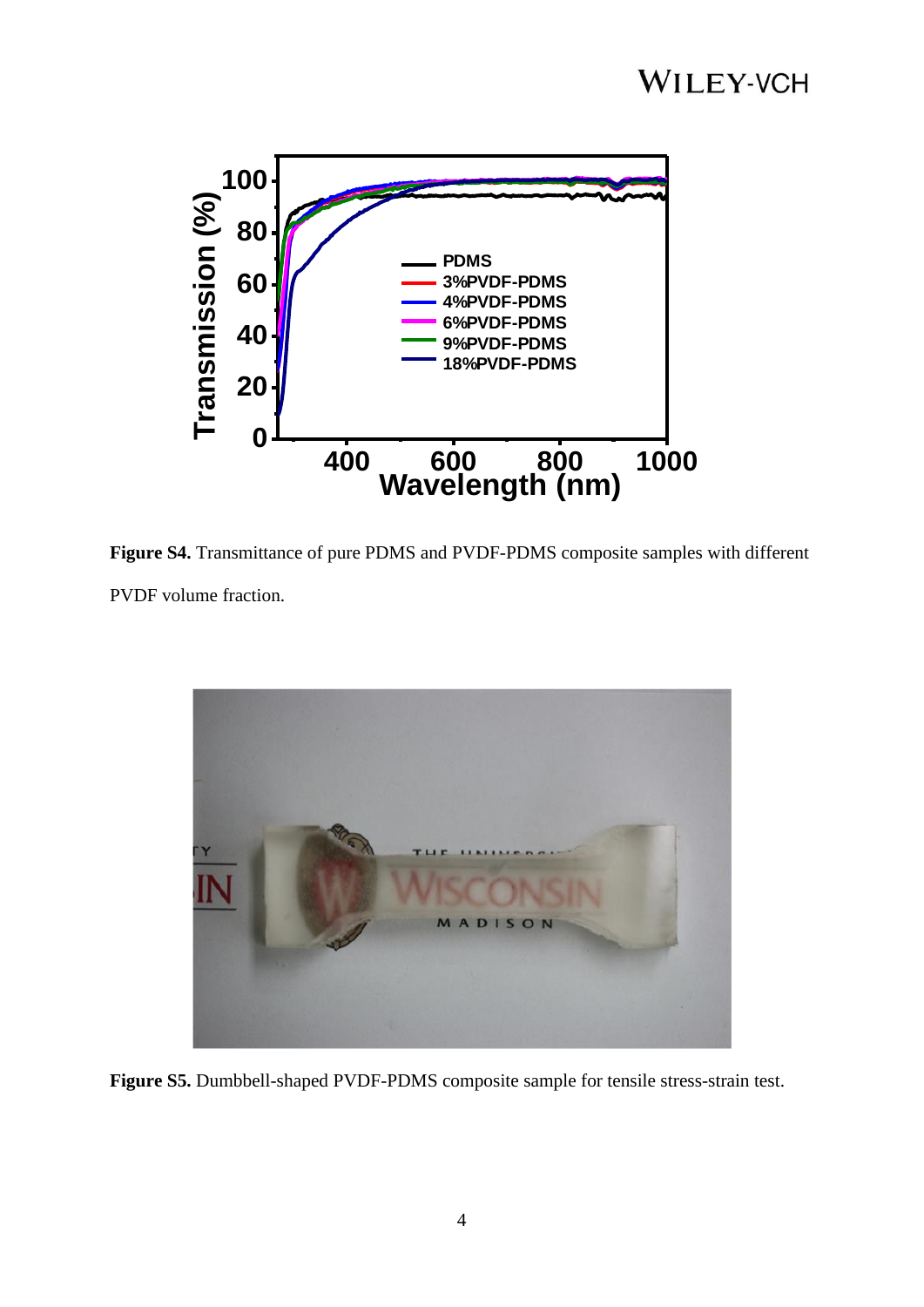**Figure S4.** Transmittance of pure PDMS and PVDF-PDMS composite samples with different PVDF volume fraction.

**Figure S5.** Dumbbell-shaped PVDF-PDMS composite sample for tensile stress-strain test.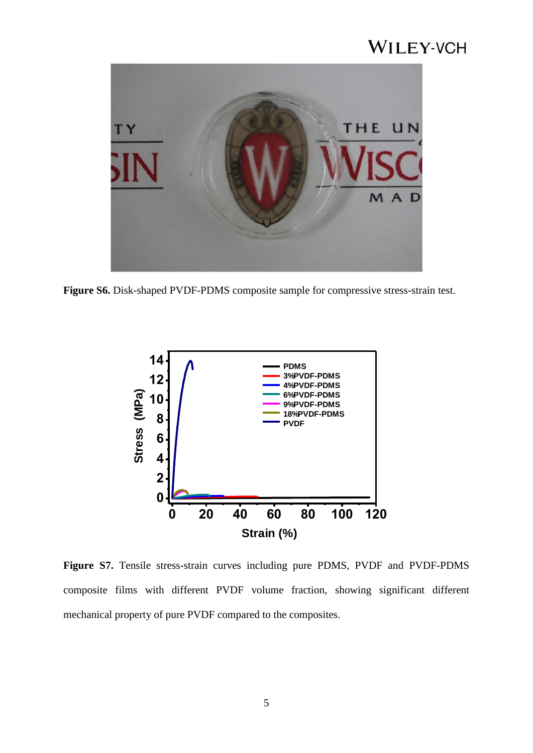**Figure S6.** Disk-shaped PVDF-PDMS composite sample for compressive stress-strain test.

**Figure S7.** Tensile stress-strain curves including pure PDMS, PVDF and PVDF-PDMS composite films with different PVDF volume fraction, showing significant different mechanical property of pure PVDF compared to the composites.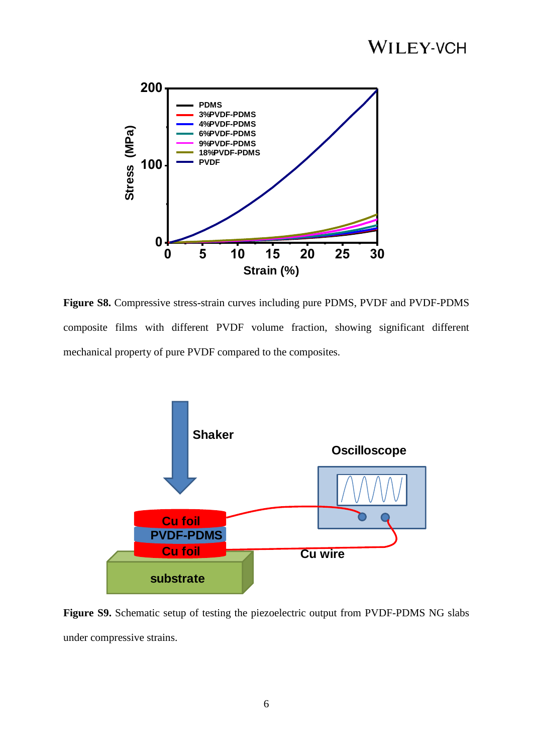**Figure S8.** Compressive stress-strain curves including pure PDMS, PVDF and PVDF-PDMS composite films with different PVDF volume fraction, showing significant different mechanical property of pure PVDF compared to the composites.

**Figure S9.** Schematic setup of testing the piezoelectric output from PVDF-PDMS NG slabs under compressive strains.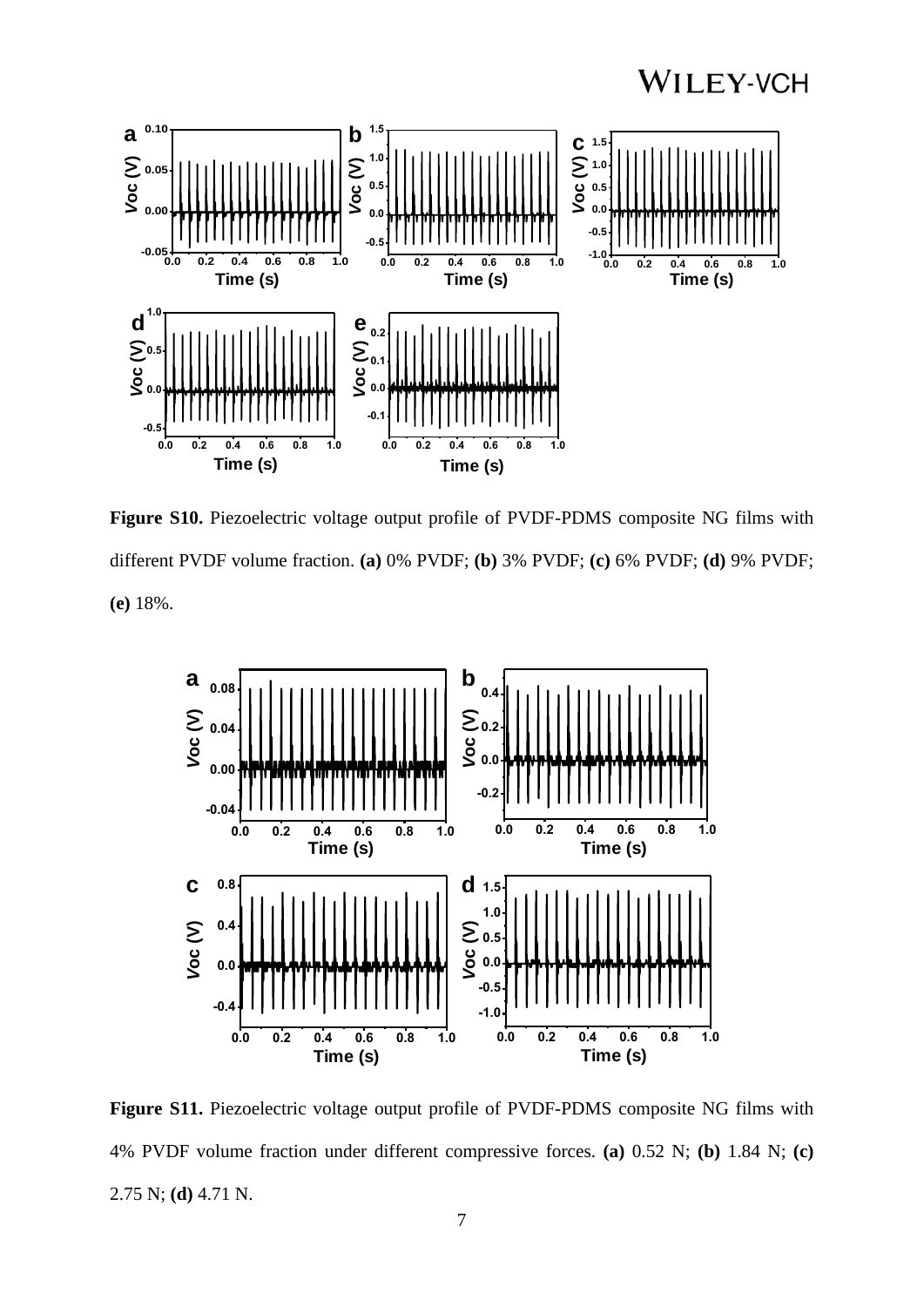**Figure S10.** Piezoelectric voltage output profile of PVDF-PDMS composite NG films with different PVDF volume fraction. **(a)** 0% PVDF; **(b)** 3% PVDF; **(c)** 6% PVDF; **(d)** 9% PVDF; **(e)** 18%.

**Figure S11.** Piezoelectric voltage output profile of PVDF-PDMS composite NG films with 4% PVDF volume fraction under different compressive forces. **(a)** 0.52 N; **(b)** 1.84 N; **(c)** 2.75 N; **(d)** 4.71 N.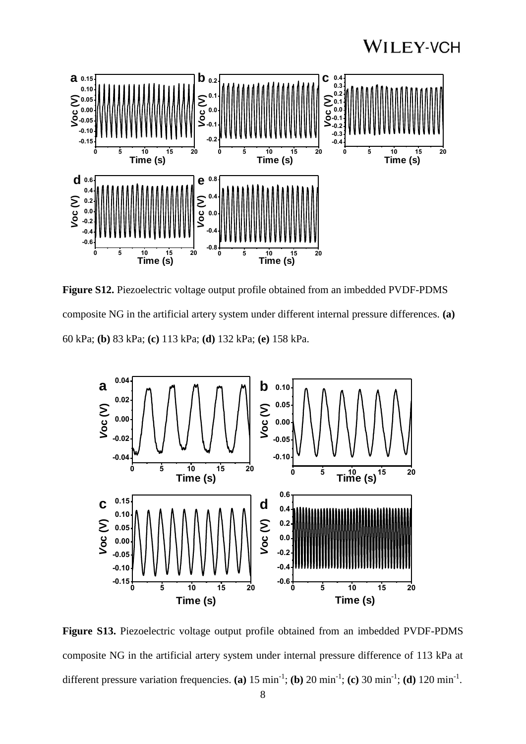**Figure S12.** Piezoelectric voltage output profile obtained from an imbedded PVDF-PDMS composite NG in the artificial artery system under different internal pressure differences. **(a)** 60 kPa; **(b)** 83 kPa; **(c)** 113 kPa; **(d)** 132 kPa; **(e)** 158 kPa.

**Figure S13.** Piezoelectric voltage output profile obtained from an imbedded PVDF-PDMS composite NG in the artificial artery system under internal pressure difference of 113 kPa at different pressure variation frequencies. **(a)** 15 $\mathrm{min}^{-1}$; **(b)** 20 $\mathrm{min}^{-1}$; **(c)** 30 $\mathrm{min}^{-1}$; **(d)** 120 $\mathrm{min}^{-1}$.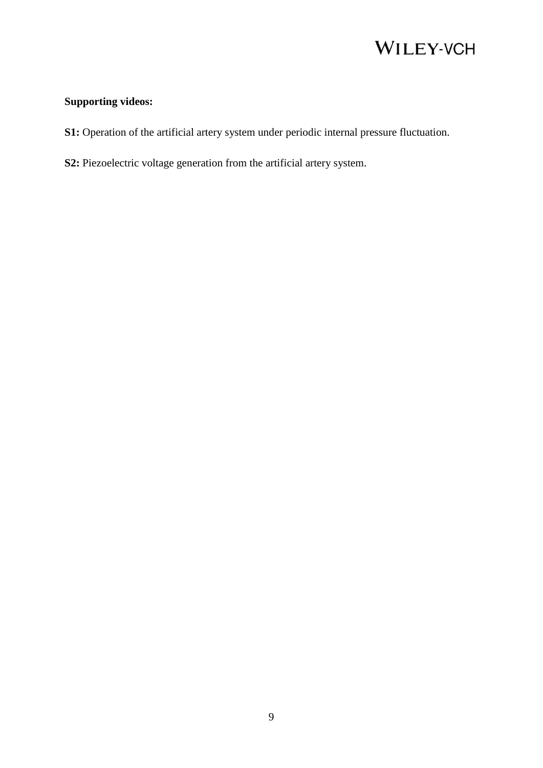**Supporting videos:**

**S1:** Operation of the artificial artery system under periodic internal pressure fluctuation.

**S2:** Piezoelectric voltage generation from the artificial artery system.